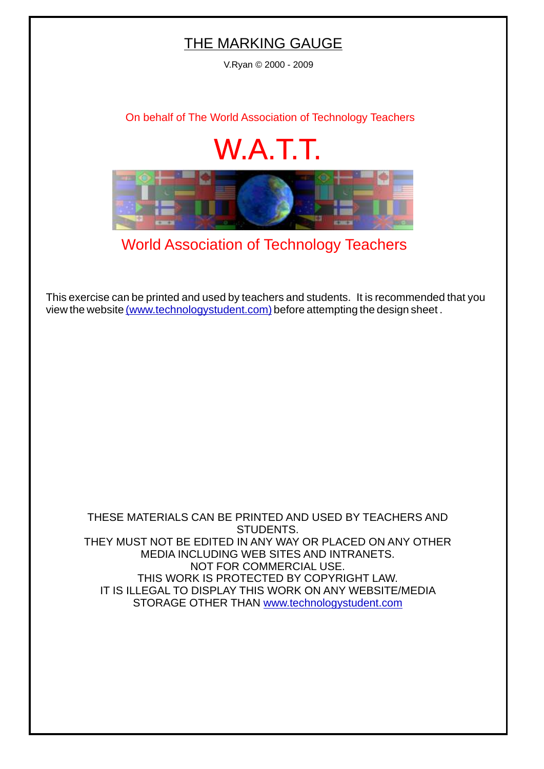# THE MARKING GAUGE

V.Ryan © 2000 - 2009

On behalf of The World Association of Technology Teachers

W.A.T.T.

World Association of Technology Teachers

This exercise can be printed and used by teachers and students. It is recommended that you view the website (www.technologystudent.com) before attempting the design sheet .

THESE MATERIALS CAN BE PRINTED AND USED BY TEACHERS AND STUDENTS.
THEY MUST NOT BE EDITED IN ANY WAY OR PLACED ON ANY OTHER MEDIA INCLUDING WEB SITES AND INTRANETS.
NOT FOR COMMERCIAL USE.
THIS WORK IS PROTECTED BY COPYRIGHT LAW.
IT IS ILLEGAL TO DISPLAY THIS WORK ON ANY WEBSITE/MEDIA STORAGE OTHER THAN www.technologystudent.com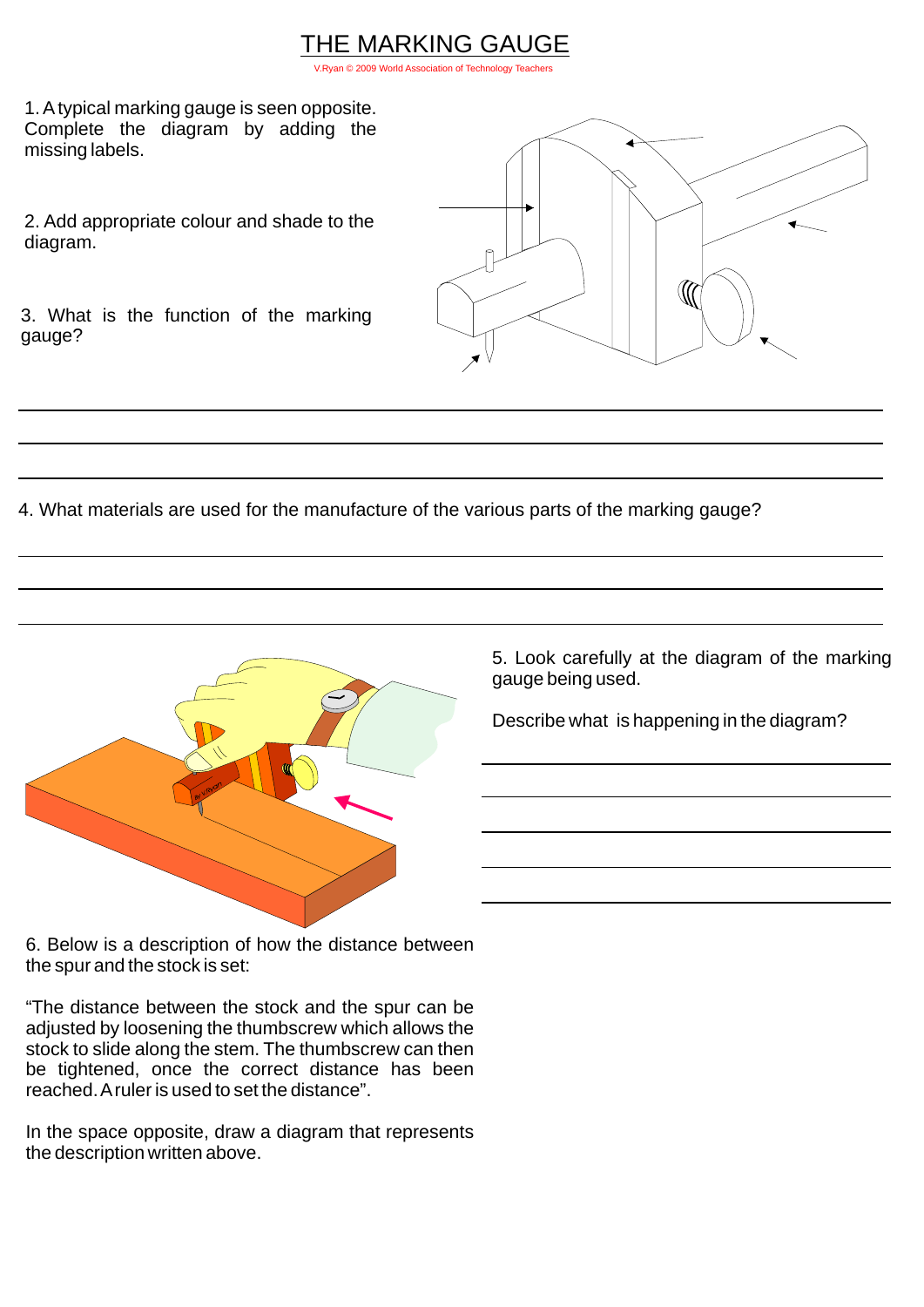# THE MARKING GAUGE

V.Ryan © 2009 World Association of Technology Teachers

1. A typical marking gauge is seen opposite. Complete the diagram by adding the missing labels.

2. Add appropriate colour and shade to the diagram.

3. What is the function of the marking gauge?

4. What materials are used for the manufacture of the various parts of the marking gauge?

5. Look carefully at the diagram of the marking gauge being used.

Describe what is happening in the diagram?

6. Below is a description of how the distance between the spur and the stock is set:

"The distance between the stock and the spur can be adjusted by loosening the thumbscrew which allows the stock to slide along the stem. The thumbscrew can then be tightened, once the correct distance has been reached. A ruler is used to set the distance".

In the space opposite, draw a diagram that represents the description written above.